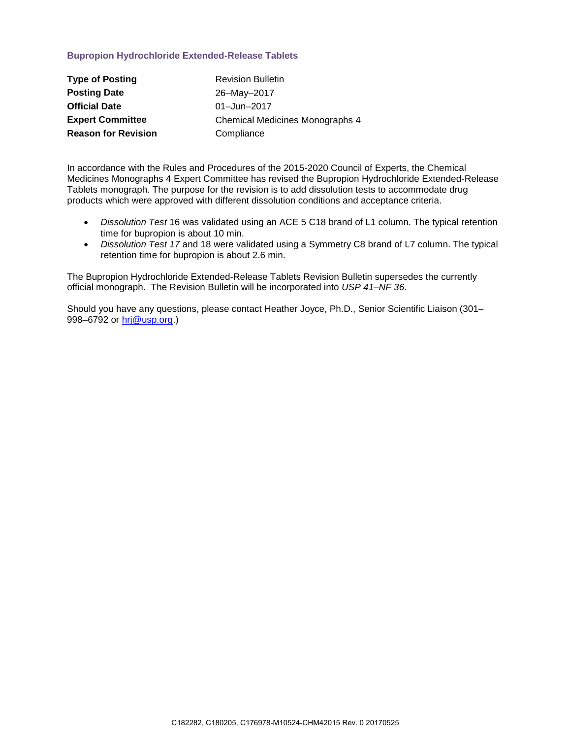### Bupropion Hydrochloride Extended-Release Tablets

| | |
|---|---|
| **Type of Posting** | Revision Bulletin |
| **Posting Date** | 26–May–2017 |
| **Official Date** | 01–Jun–2017 |
| **Expert Committee** | Chemical Medicines Monographs 4 |
| **Reason for Revision** | Compliance |

In accordance with the Rules and Procedures of the 2015-2020 Council of Experts, the Chemical Medicines Monographs 4 Expert Committee has revised the Bupropion Hydrochloride Extended-Release Tablets monograph. The purpose for the revision is to add dissolution tests to accommodate drug products which were approved with different dissolution conditions and acceptance criteria.

- *Dissolution Test* 16 was validated using an ACE 5 C18 brand of L1 column. The typical retention time for bupropion is about 10 min.
- *Dissolution Test 17* and 18 were validated using a Symmetry C8 brand of L7 column. The typical retention time for bupropion is about 2.6 min.

The Bupropion Hydrochloride Extended-Release Tablets Revision Bulletin supersedes the currently official monograph. The Revision Bulletin will be incorporated into *USP 41–NF 36*.

Should you have any questions, please contact Heather Joyce, Ph.D., Senior Scientific Liaison (301–998–6792 or hrj@usp.org.)

C182282, C180205, C176978-M10524-CHM42015 Rev. 0 20170525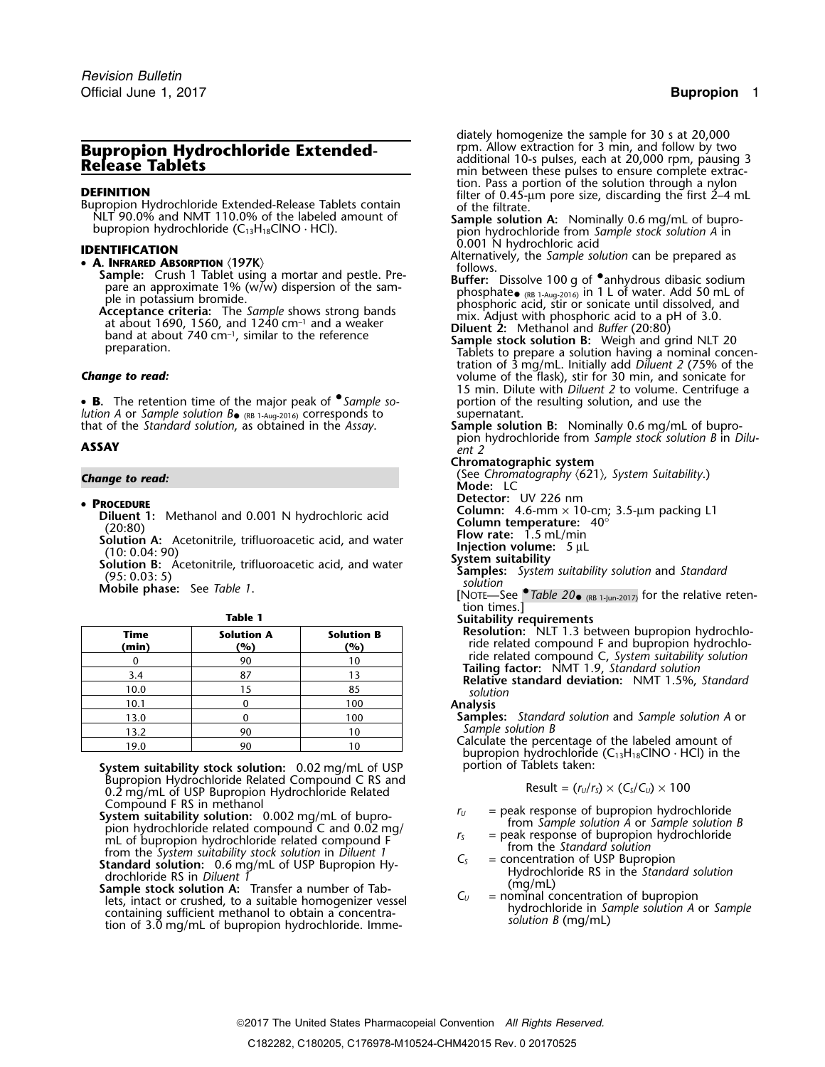# Bupropion Hydrochloride Extended-Release Tablets

**DEFINITION**

Bupropion Hydrochloride Extended-Release Tablets contain NLT 90.0% and NMT 110.0% of the labeled amount of bupropion hydrochloride ($C_{13}H_{18}ClNO \cdot HCl$).

**IDENTIFICATION**

- **A. INFRARED ABSORPTION ⟨197K⟩**
  - **Sample:** Crush 1 Tablet using a mortar and pestle. Prepare an approximate 1% (w/w) dispersion of the sample in potassium bromide.
  - **Acceptance criteria:** The *Sample* shows strong bands at about 1690, 1560, and 1240 $cm^{-1}$ and a weaker band at about 740 $cm^{-1}$, similar to the reference preparation.

***Change to read:***

- **B.** The retention time of the major peak of •*Sample solution A* or *Sample solution B*• (RB 1-Aug-2016) corresponds to that of the *Standard solution*, as obtained in the *Assay*.

**ASSAY**

***Change to read:***

- **PROCEDURE**
  - **Diluent 1:** Methanol and 0.001 N hydrochloric acid (20:80)
  - **Solution A:** Acetonitrile, trifluoroacetic acid, and water (10: 0.04: 90)
  - **Solution B:** Acetonitrile, trifluoroacetic acid, and water (95: 0.03: 5)
  - **Mobile phase:** See *Table 1*.

**Table 1**

| Time (min) | Solution A (%) | Solution B (%) |
|---|---|---|
| 0 | 90 | 10 |
| 3.4 | 87 | 13 |
| 10.0 | 15 | 85 |
| 10.1 | 0 | 100 |
| 13.0 | 0 | 100 |
| 13.2 | 90 | 10 |
| 19.0 | 90 | 10 |

**System suitability stock solution:** 0.02 mg/mL of USP Bupropion Hydrochloride Related Compound C RS and 0.2 mg/mL of USP Bupropion Hydrochloride Related Compound F RS in methanol

**System suitability solution:** 0.002 mg/mL of bupropion hydrochloride related compound C and 0.02 mg/mL of bupropion hydrochloride related compound F from the *System suitability stock solution* in *Diluent 1*

**Standard solution:** 0.6 mg/mL of USP Bupropion Hydrochloride RS in *Diluent 1*

**Sample stock solution A:** Transfer a number of Tablets, intact or crushed, to a suitable homogenizer vessel containing sufficient methanol to obtain a concentration of 3.0 mg/mL of bupropion hydrochloride. Immediately homogenize the sample for 30 s at 20,000 rpm. Allow extraction for 3 min, and follow by two additional 10-s pulses, each at 20,000 rpm, pausing 3 min between these pulses to ensure complete extraction. Pass a portion of the solution through a nylon filter of 0.45-µm pore size, discarding the first 2–4 mL of the filtrate.

**Sample solution A:** Nominally 0.6 mg/mL of bupropion hydrochloride from *Sample stock solution A* in 0.001 N hydrochloric acid

Alternatively, the *Sample solution* can be prepared as follows.

**Buffer:** Dissolve 100 g of •anhydrous dibasic sodium phosphate• (RB 1-Aug-2016) in 1 L of water. Add 50 mL of phosphoric acid, stir or sonicate until dissolved, and mix. Adjust with phosphoric acid to a pH of 3.0.

**Diluent 2:** Methanol and *Buffer* (20:80)

**Sample stock solution B:** Weigh and grind NLT 20 Tablets to prepare a solution having a nominal concentration of 3 mg/mL. Initially add *Diluent 2* (75% of the volume of the flask), stir for 30 min, and sonicate for 15 min. Dilute with *Diluent 2* to volume. Centrifuge a portion of the resulting solution, and use the supernatant.

**Sample solution B:** Nominally 0.6 mg/mL of bupropion hydrochloride from *Sample stock solution B* in *Diluent 2*

**Chromatographic system**

(See *Chromatography* ⟨621⟩, *System Suitability*.)

**Mode:** LC

**Detector:** UV 226 nm

**Column:** 4.6-mm × 10-cm; 3.5-µm packing L1

**Column temperature:** 40°

**Flow rate:** 1.5 mL/min

**Injection volume:** 5 µL

**System suitability**

**Samples:** *System suitability solution* and *Standard solution*

[NOTE—See •*Table 20*• (RB 1-Jun-2017) for the relative retention times.]

**Suitability requirements**

**Resolution:** NLT 1.3 between bupropion hydrochloride related compound F and bupropion hydrochloride related compound C, *System suitability solution*

**Tailing factor:** NMT 1.9, *Standard solution*

**Relative standard deviation:** NMT 1.5%, *Standard solution*

**Analysis**

**Samples:** *Standard solution* and *Sample solution A* or *Sample solution B*

Calculate the percentage of the labeled amount of bupropion hydrochloride ($C_{13}H_{18}ClNO \cdot HCl$) in the portion of Tablets taken:

$$\text{Result} = (r_U/r_S) \times (C_S/C_U) \times 100$$

$r_U$ = peak response of bupropion hydrochloride from *Sample solution A* or *Sample solution B*

$r_S$ = peak response of bupropion hydrochloride from the *Standard solution*

$C_S$ = concentration of USP Bupropion Hydrochloride RS in the *Standard solution* (mg/mL)

$C_U$ = nominal concentration of bupropion hydrochloride in *Sample solution A* or *Sample solution B* (mg/mL)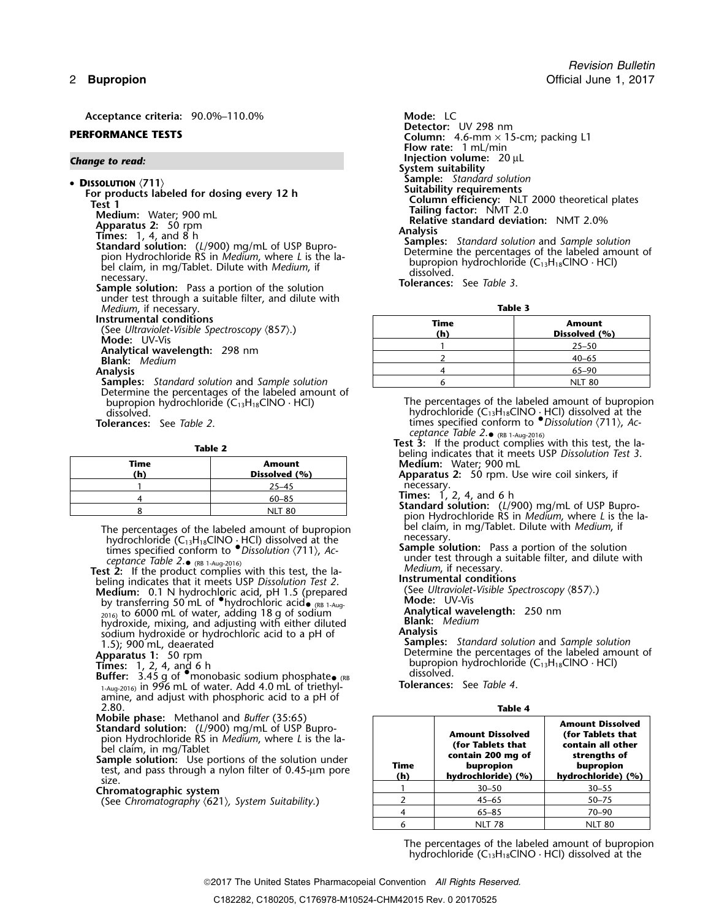**Acceptance criteria:** 90.0%–110.0%

## PERFORMANCE TESTS

*Change to read:*

• **DISSOLUTION** ⟨711⟩

**For products labeled for dosing every 12 h**

**Test 1**

**Medium:** Water; 900 mL

**Apparatus 2:** 50 rpm

**Times:** 1, 4, and 8 h

**Standard solution:** ($L$/900) mg/mL of USP Bupropion Hydrochloride RS in *Medium*, where $L$ is the label claim, in mg/Tablet. Dilute with *Medium*, if necessary.

**Sample solution:** Pass a portion of the solution under test through a suitable filter, and dilute with *Medium*, if necessary.

**Instrumental conditions**

(See *Ultraviolet-Visible Spectroscopy* ⟨857⟩.)

**Mode:** UV-Vis

**Analytical wavelength:** 298 nm

**Blank:** *Medium*

**Analysis**

**Samples:** *Standard solution* and *Sample solution*

Determine the percentages of the labeled amount of bupropion hydrochloride ($C_{13}H_{18}ClNO \cdot HCl$) dissolved.

**Tolerances:** See *Table 2*.

**Table 2**

| Time (h) | Amount Dissolved (%) |
|---|---|
| 1 | 25–45 |
| 4 | 60–85 |
| 8 | NLT 80 |

The percentages of the labeled amount of bupropion hydrochloride ($C_{13}H_{18}ClNO \cdot HCl$) dissolved at the times specified conform to •*Dissolution* ⟨711⟩, *Acceptance Table 2*.• (RB 1-Aug-2016)

**Test 2:** If the product complies with this test, the labeling indicates that it meets USP *Dissolution Test 2*.

**Medium:** 0.1 N hydrochloric acid, pH 1.5 (prepared by transferring 50 mL of •hydrochloric acid• (RB 1-Aug-2016) to 6000 mL of water, adding 18 g of sodium hydroxide, mixing, and adjusting with either diluted sodium hydroxide or hydrochloric acid to a pH of 1.5); 900 mL, deaerated

**Apparatus 1:** 50 rpm

**Times:** 1, 2, 4, and 6 h

**Buffer:** 3.45 g of •monobasic sodium phosphate• (RB 1-Aug-2016) in 996 mL of water. Add 4.0 mL of triethylamine, and adjust with phosphoric acid to a pH of 2.80.

**Mobile phase:** Methanol and *Buffer* (35:65)

**Standard solution:** ($L$/900) mg/mL of USP Bupropion Hydrochloride RS in *Medium*, where $L$ is the label claim, in mg/Tablet

**Sample solution:** Use portions of the solution under test, and pass through a nylon filter of 0.45-µm pore size.

**Chromatographic system**

(See *Chromatography* ⟨621⟩, *System Suitability*.)

**Mode:** LC

**Detector:** UV 298 nm

**Column:** 4.6-mm × 15-cm; packing L1

**Flow rate:** 1 mL/min

**Injection volume:** 20 µL

**System suitability**

**Sample:** *Standard solution*

**Suitability requirements**

**Column efficiency:** NLT 2000 theoretical plates

**Tailing factor:** NMT 2.0

**Relative standard deviation:** NMT 2.0%

**Analysis**

**Samples:** *Standard solution* and *Sample solution*

Determine the percentages of the labeled amount of bupropion hydrochloride ($C_{13}H_{18}ClNO \cdot HCl$) dissolved.

**Tolerances:** See *Table 3*.

**Table 3**

| Time (h) | Amount Dissolved (%) |
|---|---|
| 1 | 25–50 |
| 2 | 40–65 |
| 4 | 65–90 |
| 6 | NLT 80 |

The percentages of the labeled amount of bupropion hydrochloride ($C_{13}H_{18}ClNO \cdot HCl$) dissolved at the times specified conform to •*Dissolution* ⟨711⟩, *Acceptance Table 2*.• (RB 1-Aug-2016)

**Test 3:** If the product complies with this test, the labeling indicates that it meets USP *Dissolution Test 3*.

**Medium:** Water; 900 mL

**Apparatus 2:** 50 rpm. Use wire coil sinkers, if necessary.

**Times:** 1, 2, 4, and 6 h

**Standard solution:** ($L$/900) mg/mL of USP Bupropion Hydrochloride RS in *Medium*, where $L$ is the label claim, in mg/Tablet. Dilute with *Medium*, if necessary.

**Sample solution:** Pass a portion of the solution under test through a suitable filter, and dilute with *Medium*, if necessary.

**Instrumental conditions**

(See *Ultraviolet-Visible Spectroscopy* ⟨857⟩.)

**Mode:** UV-Vis

**Analytical wavelength:** 250 nm

**Blank:** *Medium*

**Analysis**

**Samples:** *Standard solution* and *Sample solution*

Determine the percentages of the labeled amount of bupropion hydrochloride ($C_{13}H_{18}ClNO \cdot HCl$) dissolved.

**Tolerances:** See *Table 4*.

**Table 4**

| Time (h) | Amount Dissolved (for Tablets that contain 200 mg of bupropion hydrochloride) (%) | Amount Dissolved (for Tablets that contain all other strengths of bupropion hydrochloride) (%) |
|---|---|---|
| 1 | 30–50 | 30–55 |
| 2 | 45–65 | 50–75 |
| 4 | 65–85 | 70–90 |
| 6 | NLT 78 | NLT 80 |

The percentages of the labeled amount of bupropion hydrochloride ($C_{13}H_{18}ClNO \cdot HCl$) dissolved at the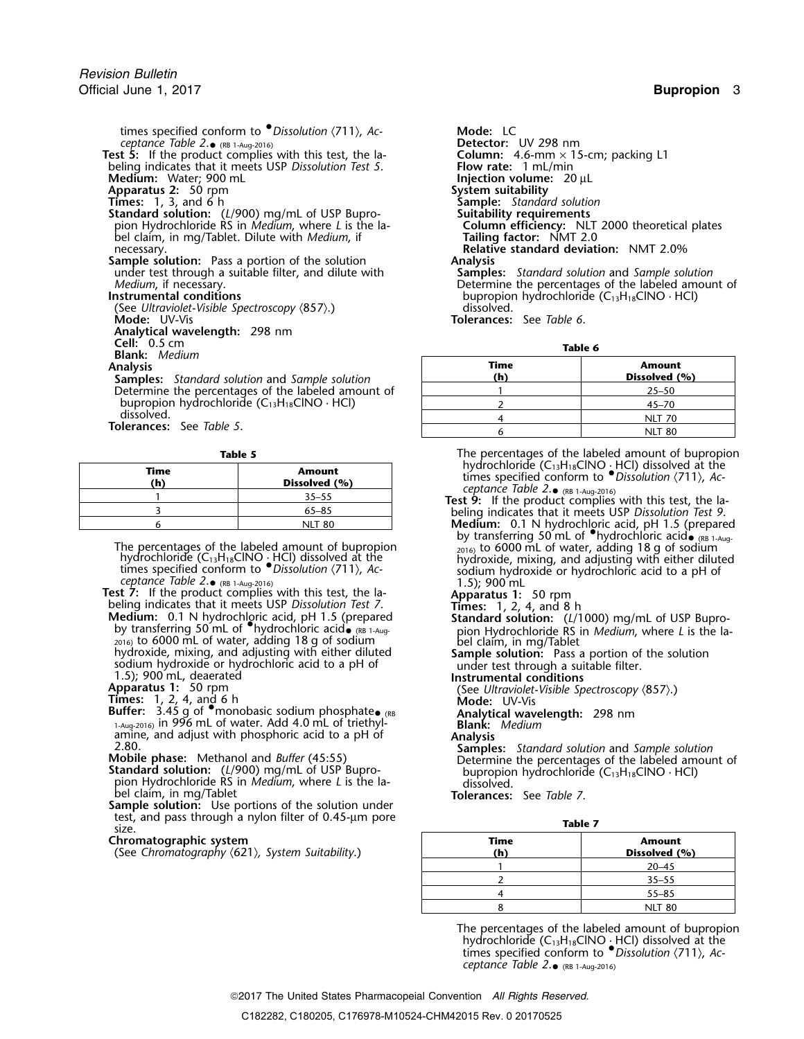times specified conform to •*Dissolution* ⟨711⟩, *Acceptance Table 2*.• (RB 1-Aug-2016)

**Test 5:** If the product complies with this test, the labeling indicates that it meets USP *Dissolution Test 5*.

**Medium:** Water; 900 mL

**Apparatus 2:** 50 rpm

**Times:** 1, 3, and 6 h

**Standard solution:** ($L$/900) mg/mL of USP Bupropion Hydrochloride RS in *Medium*, where $L$ is the label claim, in mg/Tablet. Dilute with *Medium*, if necessary.

**Sample solution:** Pass a portion of the solution under test through a suitable filter, and dilute with *Medium*, if necessary.

**Instrumental conditions**

(See *Ultraviolet-Visible Spectroscopy* ⟨857⟩.)

**Mode:** UV-Vis

**Analytical wavelength:** 298 nm

**Cell:** 0.5 cm

**Blank:** *Medium*

**Analysis**

**Samples:** *Standard solution* and *Sample solution*

Determine the percentages of the labeled amount of bupropion hydrochloride ($C_{13}H_{18}ClNO \cdot HCl$) dissolved.

**Tolerances:** See *Table 5*.

**Table 5**

| Time (h) | Amount Dissolved (%) |
|---|---|
| 1 | 35–55 |
| 3 | 65–85 |
| 6 | NLT 80 |

The percentages of the labeled amount of bupropion hydrochloride ($C_{13}H_{18}ClNO \cdot HCl$) dissolved at the times specified conform to •*Dissolution* ⟨711⟩, *Acceptance Table 2*.• (RB 1-Aug-2016)

**Test 7:** If the product complies with this test, the labeling indicates that it meets USP *Dissolution Test 7*.

**Medium:** 0.1 N hydrochloric acid, pH 1.5 (prepared by transferring 50 mL of •hydrochloric acid• (RB 1-Aug-2016) to 6000 mL of water, adding 18 g of sodium hydroxide, mixing, and adjusting with either diluted sodium hydroxide or hydrochloric acid to a pH of 1.5); 900 mL, deaerated

**Apparatus 1:** 50 rpm

**Times:** 1, 2, 4, and 6 h

**Buffer:** 3.45 g of •monobasic sodium phosphate• (RB 1-Aug-2016) in 996 mL of water. Add 4.0 mL of triethylamine, and adjust with phosphoric acid to a pH of 2.80.

**Mobile phase:** Methanol and *Buffer* (45:55)

**Standard solution:** ($L$/900) mg/mL of USP Bupropion Hydrochloride RS in *Medium*, where $L$ is the label claim, in mg/Tablet

**Sample solution:** Use portions of the solution under test, and pass through a nylon filter of 0.45-µm pore size.

**Chromatographic system**

(See *Chromatography* ⟨621⟩*, System Suitability*.)

**Mode:** LC

**Detector:** UV 298 nm

**Column:** 4.6-mm × 15-cm; packing L1

**Flow rate:** 1 mL/min

**Injection volume:** 20 µL

**System suitability**

**Sample:** *Standard solution*

**Suitability requirements**

**Column efficiency:** NLT 2000 theoretical plates

**Tailing factor:** NMT 2.0

**Relative standard deviation:** NMT 2.0%

**Analysis**

**Samples:** *Standard solution* and *Sample solution*

Determine the percentages of the labeled amount of bupropion hydrochloride ($C_{13}H_{18}ClNO \cdot HCl$) dissolved.

**Tolerances:** See *Table 6*.

**Table 6**

| Time (h) | Amount Dissolved (%) |
|---|---|
| 1 | 25–50 |
| 2 | 45–70 |
| 4 | NLT 70 |
| 6 | NLT 80 |

The percentages of the labeled amount of bupropion hydrochloride ($C_{13}H_{18}ClNO \cdot HCl$) dissolved at the times specified conform to •*Dissolution* ⟨711⟩, *Acceptance Table 2*.• (RB 1-Aug-2016)

**Test 9:** If the product complies with this test, the labeling indicates that it meets USP *Dissolution Test 9*.

**Medium:** 0.1 N hydrochloric acid, pH 1.5 (prepared by transferring 50 mL of •hydrochloric acid• (RB 1-Aug-2016) to 6000 mL of water, adding 18 g of sodium hydroxide, mixing, and adjusting with either diluted sodium hydroxide or hydrochloric acid to a pH of 1.5); 900 mL

**Apparatus 1:** 50 rpm

**Times:** 1, 2, 4, and 8 h

**Standard solution:** ($L$/1000) mg/mL of USP Bupropion Hydrochloride RS in *Medium*, where $L$ is the label claim, in mg/Tablet

**Sample solution:** Pass a portion of the solution under test through a suitable filter.

**Instrumental conditions**

(See *Ultraviolet-Visible Spectroscopy* ⟨857⟩.)

**Mode:** UV-Vis

**Analytical wavelength:** 298 nm

**Blank:** *Medium*

**Analysis**

**Samples:** *Standard solution* and *Sample solution*

Determine the percentages of the labeled amount of bupropion hydrochloride ($C_{13}H_{18}ClNO \cdot HCl$) dissolved.

**Tolerances:** See *Table 7*.

**Table 7**

| Time (h) | Amount Dissolved (%) |
|---|---|
| 1 | 20–45 |
| 2 | 35–55 |
| 4 | 55–85 |
| 8 | NLT 80 |

The percentages of the labeled amount of bupropion hydrochloride ($C_{13}H_{18}ClNO \cdot HCl$) dissolved at the times specified conform to •*Dissolution* ⟨711⟩, *Acceptance Table 2*.• (RB 1-Aug-2016)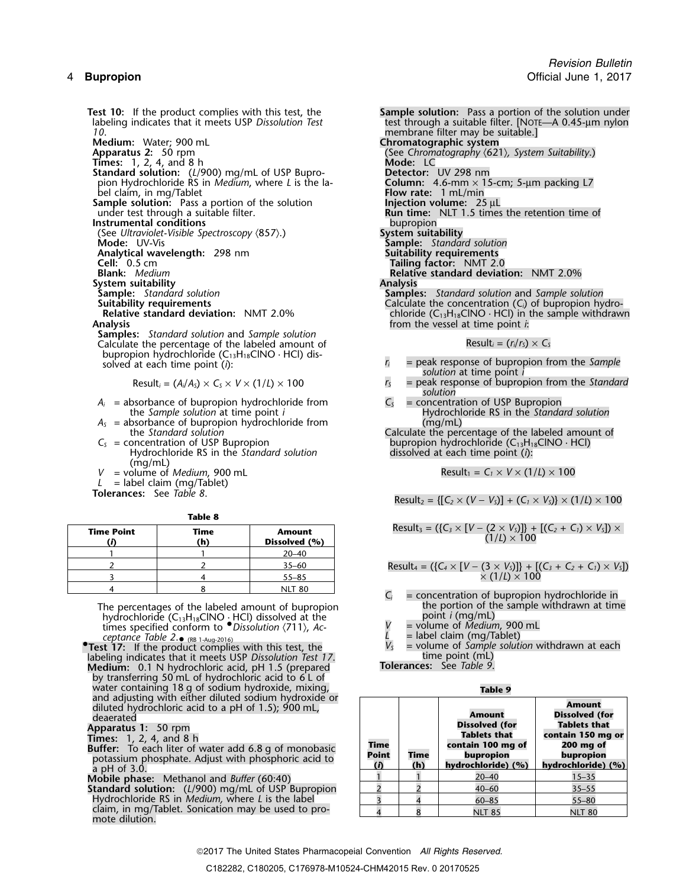**Test 10:** If the product complies with this test, the labeling indicates that it meets USP *Dissolution Test 10*.

**Medium:** Water; 900 mL

**Apparatus 2:** 50 rpm

**Times:** 1, 2, 4, and 8 h

**Standard solution:** ($L$/900) mg/mL of USP Bupropion Hydrochloride RS in *Medium*, where $L$ is the label claim, in mg/Tablet

**Sample solution:** Pass a portion of the solution under test through a suitable filter.

**Instrumental conditions**

(See *Ultraviolet-Visible Spectroscopy* ⟨857⟩.)

**Mode:** UV-Vis

**Analytical wavelength:** 298 nm

**Cell:** 0.5 cm

**Blank:** *Medium*

**System suitability**

**Sample:** *Standard solution*

**Suitability requirements**

**Relative standard deviation:** NMT 2.0%

**Analysis**

**Samples:** *Standard solution* and *Sample solution*

Calculate the percentage of the labeled amount of bupropion hydrochloride ($C_{13}H_{18}ClNO \cdot HCl$) dissolved at each time point ($i$):

$$\text{Result}_i = (A_i/A_S) \times C_S \times V \times (1/L) \times 100$$

$A_i$ = absorbance of bupropion hydrochloride from the *Sample solution* at time point $i$

$A_S$ = absorbance of bupropion hydrochloride from the *Standard solution*

$C_S$ = concentration of USP Bupropion Hydrochloride RS in the *Standard solution* (mg/mL)

$V$ = volume of *Medium*, 900 mL

$L$ = label claim (mg/Tablet)

**Tolerances:** See *Table 8*.

**Table 8**

| Time Point ($i$) | Time (h) | Amount Dissolved (%) |
|---|---|---|
| 1 | 1 | 20–40 |
| 2 | 2 | 35–60 |
| 3 | 4 | 55–85 |
| 4 | 8 | NLT 80 |

The percentages of the labeled amount of bupropion hydrochloride ($C_{13}H_{18}ClNO \cdot HCl$) dissolved at the times specified conform to •*Dissolution* ⟨711⟩, *Acceptance Table 2*.• (RB 1-Aug-2016)

•**Test 17:** If the product complies with this test, the labeling indicates that it meets USP *Dissolution Test 17*.

**Medium:** 0.1 N hydrochloric acid, pH 1.5 (prepared by transferring 50 mL of hydrochloric acid to 6 L of water containing 18 g of sodium hydroxide, mixing, and adjusting with either diluted sodium hydroxide or diluted hydrochloric acid to a pH of 1.5); 900 mL, deaerated

**Apparatus 1:** 50 rpm

**Times:** 1, 2, 4, and 8 h

**Buffer:** To each liter of water add 6.8 g of monobasic potassium phosphate. Adjust with phosphoric acid to a pH of 3.0.

**Mobile phase:** Methanol and *Buffer* (60:40)

**Standard solution:** ($L$/900) mg/mL of USP Bupropion Hydrochloride RS in *Medium*, where $L$ is the label claim, in mg/Tablet. Sonication may be used to promote dilution.

**Sample solution:** Pass a portion of the solution under test through a suitable filter. [NOTE—A 0.45-µm nylon membrane filter may be suitable.]

**Chromatographic system**

(See *Chromatography* ⟨621⟩, *System Suitability*.)

**Mode:** LC

**Detector:** UV 298 nm

**Column:** 4.6-mm × 15-cm; 5-µm packing L7

**Flow rate:** 1 mL/min

**Injection volume:** 25 µL

**Run time:** NLT 1.5 times the retention time of bupropion

**System suitability**

**Sample:** *Standard solution*

**Suitability requirements**

**Tailing factor:** NMT 2.0

**Relative standard deviation:** NMT 2.0%

**Analysis**

**Samples:** *Standard solution* and *Sample solution*

Calculate the concentration ($C_i$) of bupropion hydrochloride ($C_{13}H_{18}ClNO \cdot HCl$) in the sample withdrawn from the vessel at time point $i$:

$$\text{Result}_i = (r_i/r_S) \times C_S$$

$r_i$ = peak response of bupropion from the *Sample solution* at time point $i$

$r_S$ = peak response of bupropion from the *Standard solution*

$C_S$ = concentration of USP Bupropion Hydrochloride RS in the *Standard solution* (mg/mL)

Calculate the percentage of the labeled amount of bupropion hydrochloride ($C_{13}H_{18}ClNO \cdot HCl$) dissolved at each time point ($i$):

$$\text{Result}_1 = C_1 \times V \times (1/L) \times 100$$

$$\text{Result}_2 = \{[C_2 \times (V - V_S)] + (C_1 \times V_S)\} \times (1/L) \times 100$$

$$\text{Result}_3 = (\{C_3 \times [V - (2 \times V_S)]\} + [(C_2 + C_1) \times V_S]) \times (1/L) \times 100$$

$$\text{Result}_4 = (\{C_4 \times [V - (3 \times V_S)]\} + [(C_3 + C_2 + C_1) \times V_S]) \times (1/L) \times 100$$

$C_i$ = concentration of bupropion hydrochloride in the portion of the sample withdrawn at time point $i$ (mg/mL)

$V$ = volume of *Medium*, 900 mL

$L$ = label claim (mg/Tablet)

$V_S$ = volume of *Sample solution* withdrawn at each time point (mL)

**Tolerances:** See *Table 9*.

**Table 9**

| Time Point ($i$) | Time (h) | Amount Dissolved (for Tablets that contain 100 mg of bupropion hydrochloride) (%) | Amount Dissolved (for Tablets that contain 150 mg or 200 mg of bupropion hydrochloride) (%) |
|---|---|---|---|
| 1 | 1 | 20–40 | 15–35 |
| 2 | 2 | 40–60 | 35–55 |
| 3 | 4 | 60–85 | 55–80 |
| 4 | 8 | NLT 85 | NLT 80 |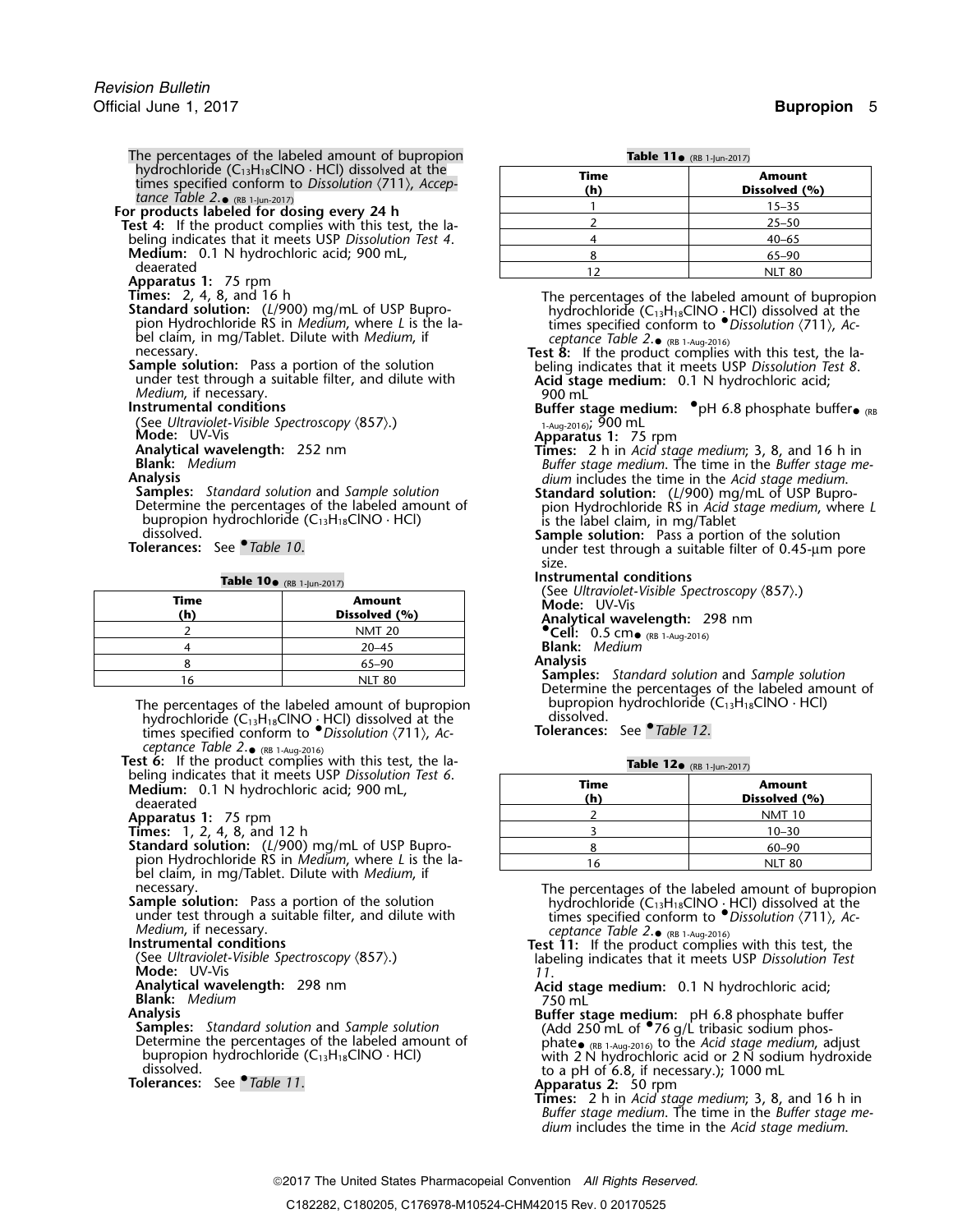The percentages of the labeled amount of bupropion hydrochloride ($C_{13}H_{18}ClNO \cdot HCl$) dissolved at the times specified conform to *Dissolution* ⟨711⟩, *Acceptance Table 2*.● (RB 1-Jun-2017)

**For products labeled for dosing every 24 h**

**Test 4:** If the product complies with this test, the labeling indicates that it meets USP *Dissolution Test 4*.

**Medium:** 0.1 N hydrochloric acid; 900 mL, deaerated

**Apparatus 1:** 75 rpm

**Times:** 2, 4, 8, and 16 h

**Standard solution:** (*L*/900) mg/mL of USP Bupropion Hydrochloride RS in *Medium*, where *L* is the label claim, in mg/Tablet. Dilute with *Medium*, if necessary.

**Sample solution:** Pass a portion of the solution under test through a suitable filter, and dilute with *Medium*, if necessary.

**Instrumental conditions**

(See *Ultraviolet-Visible Spectroscopy* ⟨857⟩.)

**Mode:** UV-Vis

**Analytical wavelength:** 252 nm

**Blank:** *Medium*

**Analysis**

**Samples:** *Standard solution* and *Sample solution*

Determine the percentages of the labeled amount of bupropion hydrochloride ($C_{13}H_{18}ClNO \cdot HCl$) dissolved.

**Tolerances:** See ●*Table 10*.

**Table 10**● (RB 1-Jun-2017)

| Time (h) | Amount Dissolved (%) |
|---|---|
| 2 | NMT 20 |
| 4 | 20–45 |
| 8 | 65–90 |
| 16 | NLT 80 |

The percentages of the labeled amount of bupropion hydrochloride ($C_{13}H_{18}ClNO \cdot HCl$) dissolved at the times specified conform to ●*Dissolution* ⟨711⟩, *Acceptance Table 2*.● (RB 1-Aug-2016)

**Test 6:** If the product complies with this test, the labeling indicates that it meets USP *Dissolution Test 6*.

**Medium:** 0.1 N hydrochloric acid; 900 mL, deaerated

**Apparatus 1:** 75 rpm

**Times:** 1, 2, 4, 8, and 12 h

**Standard solution:** (*L*/900) mg/mL of USP Bupropion Hydrochloride RS in *Medium*, where *L* is the label claim, in mg/Tablet. Dilute with *Medium*, if necessary.

**Sample solution:** Pass a portion of the solution under test through a suitable filter, and dilute with *Medium*, if necessary.

**Instrumental conditions**

(See *Ultraviolet-Visible Spectroscopy* ⟨857⟩.)

**Mode:** UV-Vis

**Analytical wavelength:** 298 nm

**Blank:** *Medium*

**Analysis**

**Samples:** *Standard solution* and *Sample solution*

Determine the percentages of the labeled amount of bupropion hydrochloride ($C_{13}H_{18}ClNO \cdot HCl$) dissolved.

**Tolerances:** See ●*Table 11*.

**Table 11**● (RB 1-Jun-2017)

| Time (h) | Amount Dissolved (%) |
|---|---|
| 1 | 15–35 |
| 2 | 25–50 |
| 4 | 40–65 |
| 8 | 65–90 |
| 12 | NLT 80 |

The percentages of the labeled amount of bupropion hydrochloride ($C_{13}H_{18}ClNO \cdot HCl$) dissolved at the times specified conform to ●*Dissolution* ⟨711⟩, *Acceptance Table 2*.● (RB 1-Aug-2016)

**Test 8:** If the product complies with this test, the labeling indicates that it meets USP *Dissolution Test 8*.

**Acid stage medium:** 0.1 N hydrochloric acid; 900 mL

**Buffer stage medium:** ●pH 6.8 phosphate buffer● (RB 1-Aug-2016); 900 mL

**Apparatus 1:** 75 rpm

**Times:** 2 h in *Acid stage medium*; 3, 8, and 16 h in *Buffer stage medium*. The time in the *Buffer stage medium* includes the time in the *Acid stage medium*.

**Standard solution:** (*L*/900) mg/mL of USP Bupropion Hydrochloride RS in *Acid stage medium*, where *L* is the label claim, in mg/Tablet

**Sample solution:** Pass a portion of the solution under test through a suitable filter of 0.45-µm pore size.

**Instrumental conditions**

(See *Ultraviolet-Visible Spectroscopy* ⟨857⟩.)

**Mode:** UV-Vis

**Analytical wavelength:** 298 nm

●**Cell:** 0.5 cm● (RB 1-Aug-2016)

**Blank:** *Medium*

**Analysis**

**Samples:** *Standard solution* and *Sample solution*

Determine the percentages of the labeled amount of bupropion hydrochloride ($C_{13}H_{18}ClNO \cdot HCl$) dissolved.

**Tolerances:** See ●*Table 12*.

**Table 12**● (RB 1-Jun-2017)

| Time (h) | Amount Dissolved (%) |
|---|---|
| 2 | NMT 10 |
| 3 | 10–30 |
| 8 | 60–90 |
| 16 | NLT 80 |

The percentages of the labeled amount of bupropion hydrochloride ($C_{13}H_{18}ClNO \cdot HCl$) dissolved at the times specified conform to ●*Dissolution* ⟨711⟩, *Acceptance Table 2*.● (RB 1-Aug-2016)

**Test 11:** If the product complies with this test, the labeling indicates that it meets USP *Dissolution Test 11*.

**Acid stage medium:** 0.1 N hydrochloric acid; 750 mL

**Buffer stage medium:** pH 6.8 phosphate buffer (Add 250 mL of ●76 g/L tribasic sodium phosphate● (RB 1-Aug-2016) to the *Acid stage medium*, adjust with 2 N hydrochloric acid or 2 N sodium hydroxide to a pH of 6.8, if necessary.); 1000 mL

**Apparatus 2:** 50 rpm

**Times:** 2 h in *Acid stage medium*; 3, 8, and 16 h in *Buffer stage medium*. The time in the *Buffer stage medium* includes the time in the *Acid stage medium*.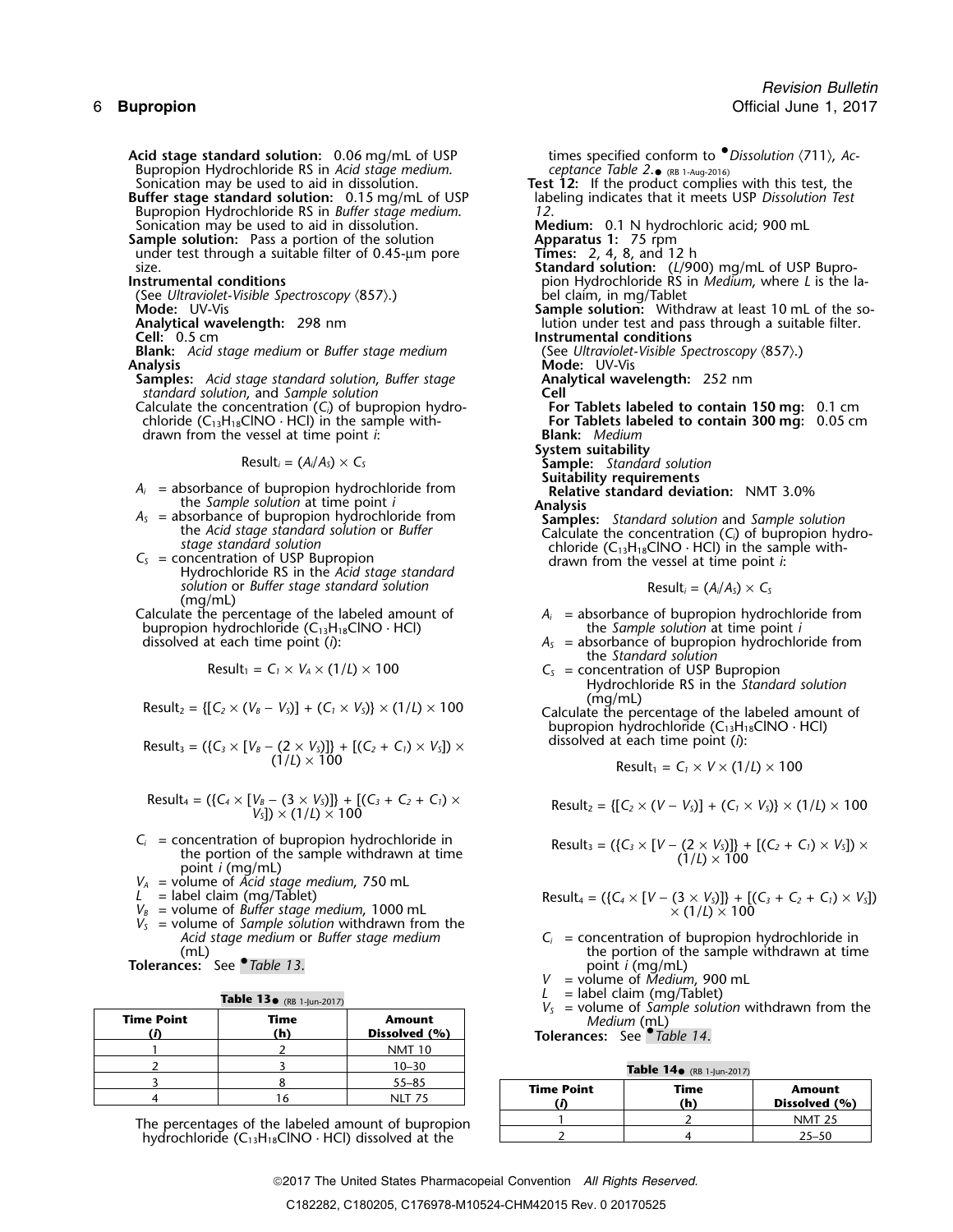**Acid stage standard solution:** 0.06 mg/mL of USP Bupropion Hydrochloride RS in *Acid stage medium*. Sonication may be used to aid in dissolution.

**Buffer stage standard solution:** 0.15 mg/mL of USP Bupropion Hydrochloride RS in *Buffer stage medium*. Sonication may be used to aid in dissolution.

**Sample solution:** Pass a portion of the solution under test through a suitable filter of 0.45-µm pore size.

**Instrumental conditions**

(See *Ultraviolet-Visible Spectroscopy* ⟨857⟩.)

**Mode:** UV-Vis

**Analytical wavelength:** 298 nm

**Cell:** 0.5 cm

**Blank:** *Acid stage medium* or *Buffer stage medium*

**Analysis**

**Samples:** *Acid stage standard solution*, *Buffer stage standard solution*, and *Sample solution*

Calculate the concentration ($C_i$) of bupropion hydrochloride ($C_{13}H_{18}ClNO \cdot HCl$) in the sample withdrawn from the vessel at time point *i*:

$$\text{Result}_i = (A_i/A_S) \times C_S$$

$A_i$ = absorbance of bupropion hydrochloride from the *Sample solution* at time point *i*

$A_S$ = absorbance of bupropion hydrochloride from the *Acid stage standard solution* or *Buffer stage standard solution*

$C_S$ = concentration of USP Bupropion Hydrochloride RS in the *Acid stage standard solution* or *Buffer stage standard solution* (mg/mL)

Calculate the percentage of the labeled amount of bupropion hydrochloride ($C_{13}H_{18}ClNO \cdot HCl$) dissolved at each time point (*i*):

$$\text{Result}_1 = C_1 \times V_A \times (1/L) \times 100$$

$$\text{Result}_2 = \{[C_2 \times (V_B - V_S)] + (C_1 \times V_S)\} \times (1/L) \times 100$$

$$\text{Result}_3 = (\{C_3 \times [V_B - (2 \times V_S)]\} + [(C_2 + C_1) \times V_S]) \times (1/L) \times 100$$

$$\text{Result}_4 = (\{C_4 \times [V_B - (3 \times V_S)]\} + [(C_3 + C_2 + C_1) \times V_S]) \times (1/L) \times 100$$

$C_i$ = concentration of bupropion hydrochloride in the portion of the sample withdrawn at time point *i* (mg/mL)

$V_A$ = volume of *Acid stage medium*, 750 mL

$L$ = label claim (mg/Tablet)

$V_B$ = volume of *Buffer stage medium*, 1000 mL

$V_S$ = volume of *Sample solution* withdrawn from the *Acid stage medium* or *Buffer stage medium* (mL)

**Tolerances:** See •*Table 13*.

**Table 13**• (RB 1-Jun-2017)

| Time Point (*i*) | Time (h) | Amount Dissolved (%) |
|---|---|---|
| 1 | 2 | NMT 10 |
| 2 | 3 | 10–30 |
| 3 | 8 | 55–85 |
| 4 | 16 | NLT 75 |

The percentages of the labeled amount of bupropion hydrochloride ($C_{13}H_{18}ClNO \cdot HCl$) dissolved at the times specified conform to •*Dissolution* ⟨711⟩, *Acceptance Table 2*.• (RB 1-Aug-2016)

**Test 12:** If the product complies with this test, the labeling indicates that it meets USP *Dissolution Test 12*.

**Medium:** 0.1 N hydrochloric acid; 900 mL

**Apparatus 1:** 75 rpm

**Times:** 2, 4, 8, and 12 h

**Standard solution:** ($L$/900) mg/mL of USP Bupropion Hydrochloride RS in *Medium*, where $L$ is the label claim, in mg/Tablet

**Sample solution:** Withdraw at least 10 mL of the solution under test and pass through a suitable filter.

**Instrumental conditions**

(See *Ultraviolet-Visible Spectroscopy* ⟨857⟩.)

**Mode:** UV-Vis

**Analytical wavelength:** 252 nm

**Cell**

**For Tablets labeled to contain 150 mg:** 0.1 cm

**For Tablets labeled to contain 300 mg:** 0.05 cm

**Blank:** *Medium*

**System suitability**

**Sample:** *Standard solution*

**Suitability requirements**

**Relative standard deviation:** NMT 3.0%

**Analysis**

**Samples:** *Standard solution* and *Sample solution*

Calculate the concentration ($C_i$) of bupropion hydrochloride ($C_{13}H_{18}ClNO \cdot HCl$) in the sample withdrawn from the vessel at time point *i*:

$$\text{Result}_i = (A_i/A_S) \times C_S$$

$A_i$ = absorbance of bupropion hydrochloride from the *Sample solution* at time point *i*

$A_S$ = absorbance of bupropion hydrochloride from the *Standard solution*

$C_S$ = concentration of USP Bupropion Hydrochloride RS in the *Standard solution* (mg/mL)

Calculate the percentage of the labeled amount of bupropion hydrochloride ($C_{13}H_{18}ClNO \cdot HCl$) dissolved at each time point (*i*):

$$\text{Result}_1 = C_1 \times V \times (1/L) \times 100$$

$$\text{Result}_2 = \{[C_2 \times (V - V_S)] + (C_1 \times V_S)\} \times (1/L) \times 100$$

$$\text{Result}_3 = (\{C_3 \times [V - (2 \times V_S)]\} + [(C_2 + C_1) \times V_S]) \times (1/L) \times 100$$

$$\text{Result}_4 = (\{C_4 \times [V - (3 \times V_S)]\} + [(C_3 + C_2 + C_1) \times V_S]) \times (1/L) \times 100$$

$C_i$ = concentration of bupropion hydrochloride in the portion of the sample withdrawn at time point *i* (mg/mL)

$V$ = volume of *Medium*, 900 mL

$L$ = label claim (mg/Tablet)

$V_S$ = volume of *Sample solution* withdrawn from the *Medium* (mL)

**Tolerances:** See •*Table 14*.

**Table 14**• (RB 1-Jun-2017)

| Time Point (*i*) | Time (h) | Amount Dissolved (%) |
|---|---|---|
| 1 | 2 | NMT 25 |
| 2 | 4 | 25–50 |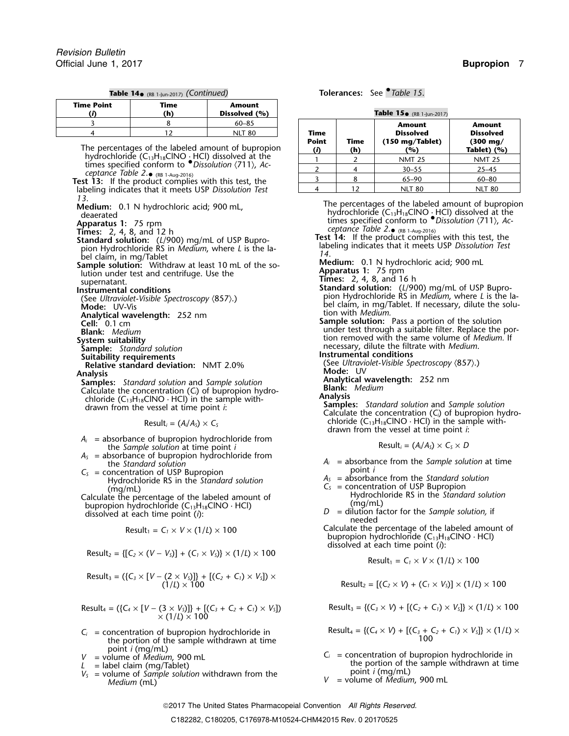**Table 14**• (RB 1-Jun-2017) *(Continued)*

| Time Point (*i*) | Time (h) | Amount Dissolved (%) |
|---|---|---|
| 3 | 8 | 60–85 |
| 4 | 12 | NLT 80 |

The percentages of the labeled amount of bupropion hydrochloride ($C_{13}H_{18}ClNO \cdot HCl$) dissolved at the times specified conform to •*Dissolution* ⟨711⟩, *Acceptance Table 2*.• (RB 1-Aug-2016)

**Test 13:** If the product complies with this test, the labeling indicates that it meets USP *Dissolution Test 13*.

**Medium:** 0.1 N hydrochloric acid; 900 mL, deaerated

**Apparatus 1:** 75 rpm

**Times:** 2, 4, 8, and 12 h

**Standard solution:** ($L$/900) mg/mL of USP Bupropion Hydrochloride RS in *Medium*, where $L$ is the label claim, in mg/Tablet

**Sample solution:** Withdraw at least 10 mL of the solution under test and centrifuge. Use the supernatant.

**Instrumental conditions**

(See *Ultraviolet-Visible Spectroscopy* ⟨857⟩.)

**Mode:** UV-Vis

**Analytical wavelength:** 252 nm

**Cell:** 0.1 cm

**Blank:** *Medium*

**System suitability**

**Sample:** *Standard solution*

**Suitability requirements**

**Relative standard deviation:** NMT 2.0%

**Analysis**

**Samples:** *Standard solution* and *Sample solution*

Calculate the concentration ($C_i$) of bupropion hydrochloride ($C_{13}H_{18}ClNO \cdot HCl$) in the sample withdrawn from the vessel at time point $i$:

$$\text{Result}_i = (A_i/A_S) \times C_S$$

$A_i$ = absorbance of bupropion hydrochloride from the *Sample solution* at time point $i$

$A_S$ = absorbance of bupropion hydrochloride from the *Standard solution*

$C_S$ = concentration of USP Bupropion Hydrochloride RS in the *Standard solution* (mg/mL)

Calculate the percentage of the labeled amount of bupropion hydrochloride ($C_{13}H_{18}ClNO \cdot HCl$) dissolved at each time point ($i$):

$$\text{Result}_1 = C_1 \times V \times (1/L) \times 100$$

$$\text{Result}_2 = \{[C_2 \times (V - V_S)] + (C_1 \times V_S)\} \times (1/L) \times 100$$

$$\text{Result}_3 = (\{C_3 \times [V - (2 \times V_S)]\} + [(C_2 + C_1) \times V_S]) \times (1/L) \times 100$$

$$\text{Result}_4 = (\{C_4 \times [V - (3 \times V_S)]\} + [(C_3 + C_2 + C_1) \times V_S]) \times (1/L) \times 100$$

$C_i$ = concentration of bupropion hydrochloride in the portion of the sample withdrawn at time point $i$ (mg/mL)

$V$ = volume of *Medium*, 900 mL

$L$ = label claim (mg/Tablet)

$V_S$ = volume of *Sample solution* withdrawn from the *Medium* (mL)

**Tolerances:** See •*Table 15*.

**Table 15**• (RB 1-Jun-2017)

| Time Point (*i*) | Time (h) | Amount Dissolved (150 mg/Tablet) (%) | Amount Dissolved (300 mg/Tablet) (%) |
|---|---|---|---|
| 1 | 2 | NMT 25 | NMT 25 |
| 2 | 4 | 30–55 | 25–45 |
| 3 | 8 | 65–90 | 60–80 |
| 4 | 12 | NLT 80 | NLT 80 |

The percentages of the labeled amount of bupropion hydrochloride ($C_{13}H_{18}ClNO \cdot HCl$) dissolved at the times specified conform to •*Dissolution* ⟨711⟩, *Acceptance Table 2*.• (RB 1-Aug-2016)

**Test 14:** If the product complies with this test, the labeling indicates that it meets USP *Dissolution Test 14*.

**Medium:** 0.1 N hydrochloric acid; 900 mL

**Apparatus 1:** 75 rpm

**Times:** 2, 4, 8, and 16 h

**Standard solution:** ($L$/900) mg/mL of USP Bupropion Hydrochloride RS in *Medium*, where $L$ is the label claim, in mg/Tablet. If necessary, dilute the solution with *Medium*.

**Sample solution:** Pass a portion of the solution under test through a suitable filter. Replace the portion removed with the same volume of *Medium*. If necessary, dilute the filtrate with *Medium*.

**Instrumental conditions**

(See *Ultraviolet-Visible Spectroscopy* ⟨857⟩.)

**Mode:** UV

**Analytical wavelength:** 252 nm

**Blank:** *Medium*

**Analysis**

**Samples:** *Standard solution* and *Sample solution*

Calculate the concentration ($C_i$) of bupropion hydrochloride ($C_{13}H_{18}ClNO \cdot HCl$) in the sample withdrawn from the vessel at time point $i$:

$$\text{Result}_i = (A_i/A_S) \times C_S \times D$$

$A_i$ = absorbance from the *Sample solution* at time point $i$

$A_S$ = absorbance from the *Standard solution*

$C_S$ = concentration of USP Bupropion Hydrochloride RS in the *Standard solution* (mg/mL)

$D$ = dilution factor for the *Sample solution*, if needed

Calculate the percentage of the labeled amount of bupropion hydrochloride ($C_{13}H_{18}ClNO \cdot HCl$) dissolved at each time point ($i$):

$$\text{Result}_1 = C_1 \times V \times (1/L) \times 100$$

$$\text{Result}_2 = [(C_2 \times V) + (C_1 \times V_S)] \times (1/L) \times 100$$

$$\text{Result}_3 = \{(C_3 \times V) + [(C_2 + C_1) \times V_S]\} \times (1/L) \times 100$$

$$\text{Result}_4 = \{(C_4 \times V) + [(C_3 + C_2 + C_1) \times V_S]\} \times (1/L) \times 100$$

$C_i$ = concentration of bupropion hydrochloride in the portion of the sample withdrawn at time point $i$ (mg/mL)

$V$ = volume of *Medium*, 900 mL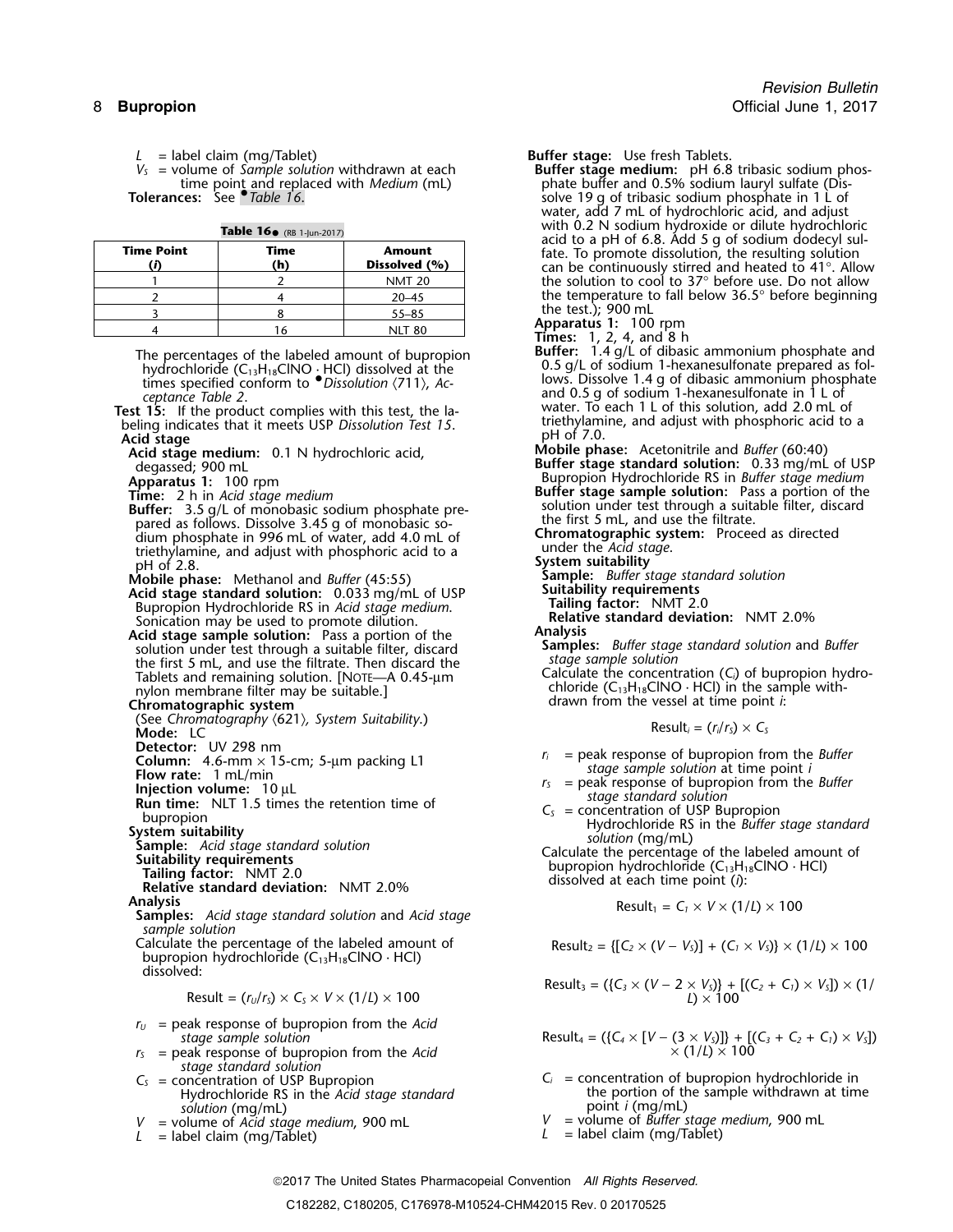$L$ = label claim (mg/Tablet)

$V_S$ = volume of *Sample solution* withdrawn at each time point and replaced with *Medium* (mL)

**Tolerances:** See •*Table 16*.

**Table 16**• (RB 1-Jun-2017)

| Time Point (*i*) | Time (h) | Amount Dissolved (%) |
|---|---|---|
| 1 | 2 | NMT 20 |
| 2 | 4 | 20–45 |
| 3 | 8 | 55–85 |
| 4 | 16 | NLT 80 |

The percentages of the labeled amount of bupropion hydrochloride ($C_{13}H_{18}ClNO \cdot HCl$) dissolved at the times specified conform to •*Dissolution* ⟨711⟩, *Acceptance Table 2*.

**Test 15:** If the product complies with this test, the labeling indicates that it meets USP *Dissolution Test 15*.

**Acid stage**

**Acid stage medium:** 0.1 N hydrochloric acid, degassed; 900 mL

**Apparatus 1:** 100 rpm

**Time:** 2 h in *Acid stage medium*

**Buffer:** 3.5 g/L of monobasic sodium phosphate prepared as follows. Dissolve 3.45 g of monobasic sodium phosphate in 996 mL of water, add 4.0 mL of triethylamine, and adjust with phosphoric acid to a pH of 2.8.

**Mobile phase:** Methanol and *Buffer* (45:55)

**Acid stage standard solution:** 0.033 mg/mL of USP Bupropion Hydrochloride RS in *Acid stage medium*. Sonication may be used to promote dilution.

**Acid stage sample solution:** Pass a portion of the solution under test through a suitable filter, discard the first 5 mL, and use the filtrate. Then discard the Tablets and remaining solution. [NOTE—A 0.45-µm nylon membrane filter may be suitable.]

**Chromatographic system**

(See *Chromatography* ⟨621⟩, *System Suitability*.)

**Mode:** LC

**Detector:** UV 298 nm

**Column:** 4.6-mm × 15-cm; 5-µm packing L1

**Flow rate:** 1 mL/min

**Injection volume:** 10 µL

**Run time:** NLT 1.5 times the retention time of bupropion

**System suitability**

**Sample:** *Acid stage standard solution*

**Suitability requirements**

**Tailing factor:** NMT 2.0

**Relative standard deviation:** NMT 2.0%

**Analysis**

**Samples:** *Acid stage standard solution* and *Acid stage sample solution*

Calculate the percentage of the labeled amount of bupropion hydrochloride ($C_{13}H_{18}ClNO \cdot HCl$) dissolved:

$$\text{Result} = (r_U/r_S) \times C_S \times V \times (1/L) \times 100$$

$r_U$ = peak response of bupropion from the *Acid stage sample solution*

$r_S$ = peak response of bupropion from the *Acid stage standard solution*

$C_S$ = concentration of USP Bupropion Hydrochloride RS in the *Acid stage standard solution* (mg/mL)

$V$ = volume of *Acid stage medium*, 900 mL

$L$ = label claim (mg/Tablet)

**Buffer stage:** Use fresh Tablets.

**Buffer stage medium:** pH 6.8 tribasic sodium phosphate buffer and 0.5% sodium lauryl sulfate (Dissolve 19 g of tribasic sodium phosphate in 1 L of water, add 7 mL of hydrochloric acid, and adjust with 0.2 N sodium hydroxide or dilute hydrochloric acid to a pH of 6.8. Add 5 g of sodium dodecyl sulfate. To promote dissolution, the resulting solution can be continuously stirred and heated to 41°. Allow the solution to cool to 37° before use. Do not allow the temperature to fall below 36.5° before beginning the test.); 900 mL

**Apparatus 1:** 100 rpm

**Times:** 1, 2, 4, and 8 h

**Buffer:** 1.4 g/L of dibasic ammonium phosphate and 0.5 g/L of sodium 1-hexanesulfonate prepared as follows. Dissolve 1.4 g of dibasic ammonium phosphate and 0.5 g of sodium 1-hexanesulfonate in 1 L of water. To each 1 L of this solution, add 2.0 mL of triethylamine, and adjust with phosphoric acid to a pH of 7.0.

**Mobile phase:** Acetonitrile and *Buffer* (60:40)

**Buffer stage standard solution:** 0.33 mg/mL of USP Bupropion Hydrochloride RS in *Buffer stage medium*

**Buffer stage sample solution:** Pass a portion of the solution under test through a suitable filter, discard the first 5 mL, and use the filtrate.

**Chromatographic system:** Proceed as directed under the *Acid stage*.

**System suitability**

**Sample:** *Buffer stage standard solution*

**Suitability requirements**

**Tailing factor:** NMT 2.0

**Relative standard deviation:** NMT 2.0%

**Analysis**

**Samples:** *Buffer stage standard solution* and *Buffer stage sample solution*

Calculate the concentration ($C_i$) of bupropion hydrochloride ($C_{13}H_{18}ClNO \cdot HCl$) in the sample withdrawn from the vessel at time point *i*:

$$\text{Result}_i = (r_i/r_S) \times C_S$$

$r_i$ = peak response of bupropion from the *Buffer stage sample solution* at time point *i*

$r_S$ = peak response of bupropion from the *Buffer stage standard solution*

$C_S$ = concentration of USP Bupropion Hydrochloride RS in the *Buffer stage standard solution* (mg/mL)

Calculate the percentage of the labeled amount of bupropion hydrochloride ($C_{13}H_{18}ClNO \cdot HCl$) dissolved at each time point (*i*):

$$\text{Result}_1 = C_1 \times V \times (1/L) \times 100$$

$$\text{Result}_2 = \{[C_2 \times (V - V_S)] + (C_1 \times V_S)\} \times (1/L) \times 100$$

$$\text{Result}_3 = (\{C_3 \times (V - 2 \times V_S)\} + [(C_2 + C_1) \times V_S]) \times (1/L) \times 100$$

$$\text{Result}_4 = (\{C_4 \times [V - (3 \times V_S)]\} + [(C_3 + C_2 + C_1) \times V_S]) \times (1/L) \times 100$$

$C_i$ = concentration of bupropion hydrochloride in the portion of the sample withdrawn at time point *i* (mg/mL)

$V$ = volume of *Buffer stage medium*, 900 mL

$L$ = label claim (mg/Tablet)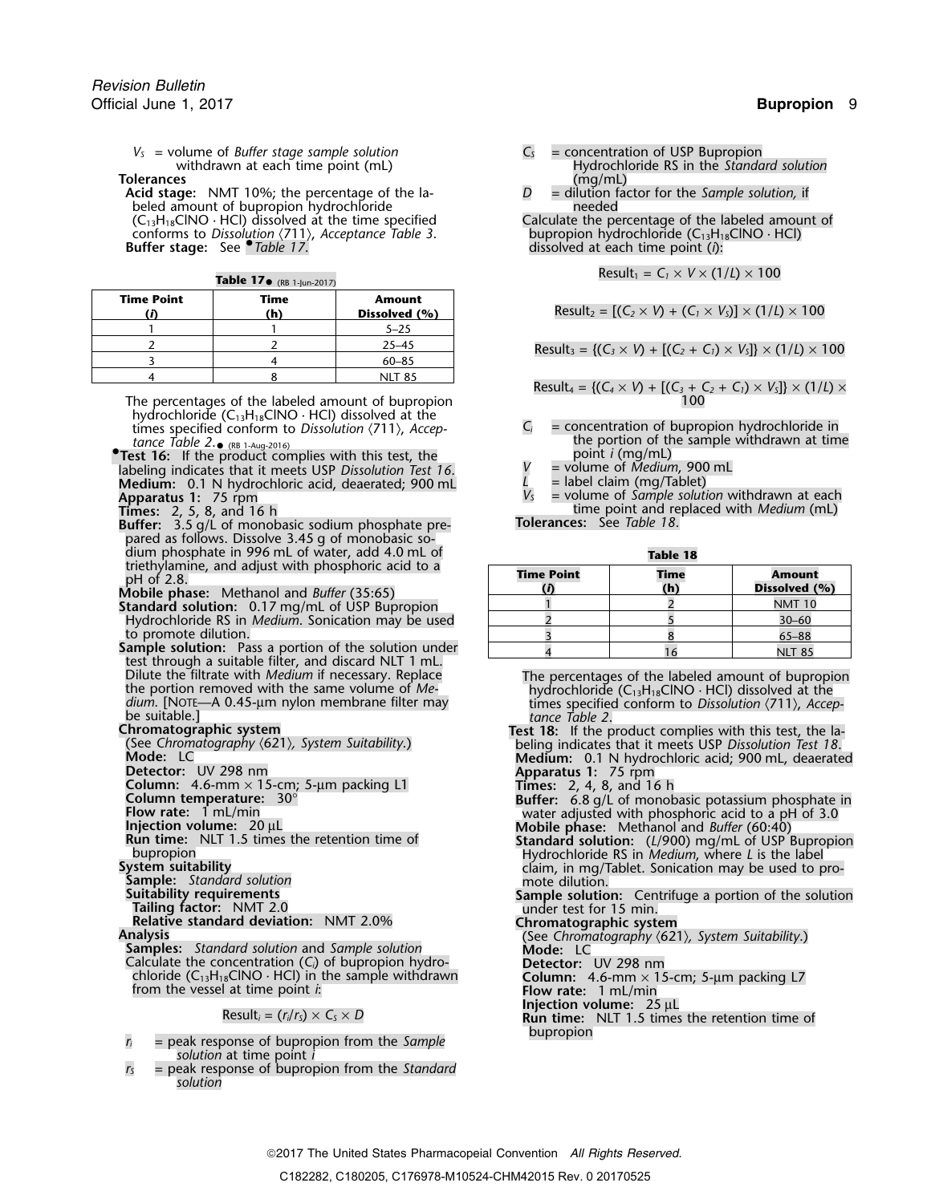$V_S$ = volume of *Buffer stage sample solution* withdrawn at each time point (mL)

**Tolerances**

**Acid stage:** NMT 10%; the percentage of the labeled amount of bupropion hydrochloride ($C_{13}H_{18}ClNO \cdot HCl$) dissolved at the time specified conforms to *Dissolution* ⟨711⟩, *Acceptance Table 3*.

**Buffer stage:** See •*Table 17*.

**Table 17•** (RB 1-Jun-2017)

| Time Point (i) | Time (h) | Amount Dissolved (%) |
|---|---|---|
| 1 | 1 | 5–25 |
| 2 | 2 | 25–45 |
| 3 | 4 | 60–85 |
| 4 | 8 | NLT 85 |

The percentages of the labeled amount of bupropion hydrochloride ($C_{13}H_{18}ClNO \cdot HCl$) dissolved at the times specified conform to *Dissolution* ⟨711⟩, *Acceptance Table 2*.• (RB 1-Aug-2016)

•**Test 16:** If the product complies with this test, the labeling indicates that it meets USP *Dissolution Test 16*.

**Medium:** 0.1 N hydrochloric acid, deaerated; 900 mL

**Apparatus 1:** 75 rpm

**Times:** 2, 5, 8, and 16 h

**Buffer:** 3.5 g/L of monobasic sodium phosphate prepared as follows. Dissolve 3.45 g of monobasic sodium phosphate in 996 mL of water, add 4.0 mL of triethylamine, and adjust with phosphoric acid to a pH of 2.8.

**Mobile phase:** Methanol and *Buffer* (35:65)

**Standard solution:** 0.17 mg/mL of USP Bupropion Hydrochloride RS in *Medium*. Sonication may be used to promote dilution.

**Sample solution:** Pass a portion of the solution under test through a suitable filter, and discard NLT 1 mL. Dilute the filtrate with *Medium* if necessary. Replace the portion removed with the same volume of *Medium*. [NOTE—A 0.45-µm nylon membrane filter may be suitable.]

**Chromatographic system**

(See *Chromatography* ⟨621⟩, *System Suitability*.)

**Mode:** LC

**Detector:** UV 298 nm

**Column:** 4.6-mm × 15-cm; 5-µm packing L1

**Column temperature:** 30°

**Flow rate:** 1 mL/min

**Injection volume:** 20 µL

**Run time:** NLT 1.5 times the retention time of bupropion

**System suitability**

**Sample:** *Standard solution*

**Suitability requirements**

**Tailing factor:** NMT 2.0

**Relative standard deviation:** NMT 2.0%

**Analysis**

**Samples:** *Standard solution* and *Sample solution*

Calculate the concentration ($C_i$) of bupropion hydrochloride ($C_{13}H_{18}ClNO \cdot HCl$) in the sample withdrawn from the vessel at time point *i*:

$$\text{Result}_i = (r_i/r_S) \times C_S \times D$$

$r_i$ = peak response of bupropion from the *Sample solution* at time point *i*

$r_S$ = peak response of bupropion from the *Standard solution*

$C_S$ = concentration of USP Bupropion Hydrochloride RS in the *Standard solution* (mg/mL)

$D$ = dilution factor for the *Sample solution,* if needed

Calculate the percentage of the labeled amount of bupropion hydrochloride ($C_{13}H_{18}ClNO \cdot HCl$) dissolved at each time point (*i*):

$$\text{Result}_1 = C_1 \times V \times (1/L) \times 100$$

$$\text{Result}_2 = [(C_2 \times V) + (C_1 \times V_S)] \times (1/L) \times 100$$

$$\text{Result}_3 = \{(C_3 \times V) + [(C_2 + C_1) \times V_S]\} \times (1/L) \times 100$$

$$\text{Result}_4 = \{(C_4 \times V) + [(C_3 + C_2 + C_1) \times V_S]\} \times (1/L) \times 100$$

$C_i$ = concentration of bupropion hydrochloride in the portion of the sample withdrawn at time point *i* (mg/mL)

$V$ = volume of *Medium*, 900 mL

$L$ = label claim (mg/Tablet)

$V_S$ = volume of *Sample solution* withdrawn at each time point and replaced with *Medium* (mL)

**Tolerances:** See *Table 18*.

**Table 18**

| Time Point (i) | Time (h) | Amount Dissolved (%) |
|---|---|---|
| 1 | 2 | NMT 10 |
| 2 | 5 | 30–60 |
| 3 | 8 | 65–88 |
| 4 | 16 | NLT 85 |

The percentages of the labeled amount of bupropion hydrochloride ($C_{13}H_{18}ClNO \cdot HCl$) dissolved at the times specified conform to *Dissolution* ⟨711⟩, *Acceptance Table 2*.

**Test 18:** If the product complies with this test, the labeling indicates that it meets USP *Dissolution Test 18*.

**Medium:** 0.1 N hydrochloric acid; 900 mL, deaerated

**Apparatus 1:** 75 rpm

**Times:** 2, 4, 8, and 16 h

**Buffer:** 6.8 g/L of monobasic potassium phosphate in water adjusted with phosphoric acid to a pH of 3.0

**Mobile phase:** Methanol and *Buffer* (60:40)

**Standard solution:** (*L*/900) mg/mL of USP Bupropion Hydrochloride RS in *Medium*, where *L* is the label claim, in mg/Tablet. Sonication may be used to promote dilution.

**Sample solution:** Centrifuge a portion of the solution under test for 15 min.

**Chromatographic system**

(See *Chromatography* ⟨621⟩, *System Suitability*.)

**Mode:** LC

**Detector:** UV 298 nm

**Column:** 4.6-mm × 15-cm; 5-µm packing L7

**Flow rate:** 1 mL/min

**Injection volume:** 25 µL

**Run time:** NLT 1.5 times the retention time of bupropion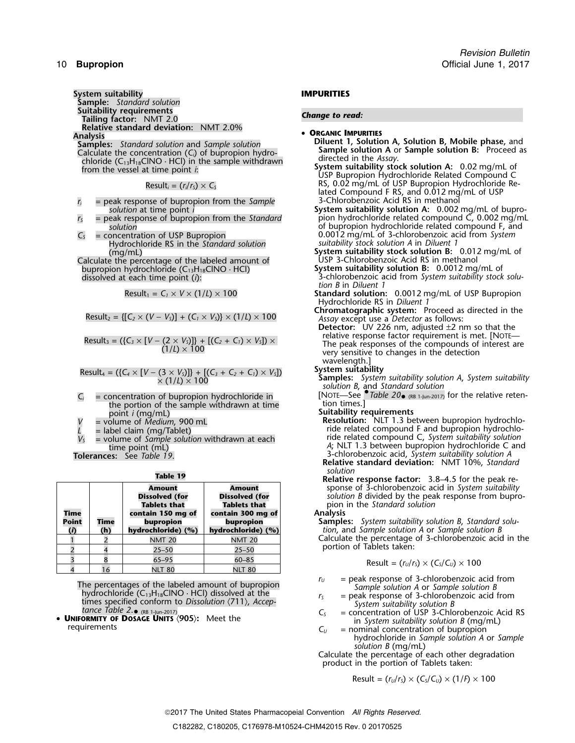**System suitability**

**Sample:** *Standard solution*

**Suitability requirements**

**Tailing factor:** NMT 2.0

**Relative standard deviation:** NMT 2.0%

**Analysis**

**Samples:** *Standard solution* and *Sample solution*

Calculate the concentration ($C_i$) of bupropion hydrochloride ($C_{13}H_{18}ClNO \cdot HCl$) in the sample withdrawn from the vessel at time point *i*:

$$Result_i = (r_i/r_S) \times C_S$$

$r_i$ = peak response of bupropion from the *Sample solution* at time point *i*

$r_S$ = peak response of bupropion from the *Standard solution*

$C_S$ = concentration of USP Bupropion Hydrochloride RS in the *Standard solution* (mg/mL)

Calculate the percentage of the labeled amount of bupropion hydrochloride ($C_{13}H_{18}ClNO \cdot HCl$) dissolved at each time point (*i*):

$$Result_1 = C_1 \times V \times (1/L) \times 100$$

$$Result_2 = \{[C_2 \times (V - V_S)] + (C_1 \times V_S)\} \times (1/L) \times 100$$

$$Result_3 = (\{C_3 \times [V - (2 \times V_S)]\} + [(C_2 + C_1) \times V_S]) \times (1/L) \times 100$$

$$Result_4 = (\{C_4 \times [V - (3 \times V_S)]\} + [(C_3 + C_2 + C_1) \times V_S]) \times (1/L) \times 100$$

$C_i$ = concentration of bupropion hydrochloride in the portion of the sample withdrawn at time point *i* (mg/mL)

$V$ = volume of *Medium*, 900 mL

$L$ = label claim (mg/Tablet)

$V_S$ = volume of *Sample solution* withdrawn at each time point (mL)

**Tolerances:** See *Table 19*.

**Table 19**

| Time Point (*i*) | Time (h) | Amount Dissolved (for Tablets that contain 150 mg of bupropion hydrochloride) (%) | Amount Dissolved (for Tablets that contain 300 mg of bupropion hydrochloride) (%) |
|---|---|---|---|
| 1 | 2 | NMT 20 | NMT 20 |
| 2 | 4 | 25–50 | 25–50 |
| 3 | 8 | 65–95 | 60–85 |
| 4 | 16 | NLT 80 | NLT 80 |

The percentages of the labeled amount of bupropion hydrochloride ($C_{13}H_{18}ClNO \cdot HCl$) dissolved at the times specified conform to *Dissolution* ⟨711⟩, *Acceptance Table 2*.● (RB 1-Jun-2017)

- **Uniformity of Dosage Units** ⟨905⟩: Meet the requirements

## IMPURITIES

*Change to read:*

- **Organic Impurities**

**Diluent 1, Solution A, Solution B, Mobile phase,** and **Sample solution A** or **Sample solution B:** Proceed as directed in the *Assay*.

**System suitability stock solution A:** 0.02 mg/mL of USP Bupropion Hydrochloride Related Compound C RS, 0.02 mg/mL of USP Bupropion Hydrochloride Related Compound F RS, and 0.012 mg/mL of USP 3-Chlorobenzoic Acid RS in methanol

**System suitability solution A:** 0.002 mg/mL of bupropion hydrochloride related compound C, 0.002 mg/mL of bupropion hydrochloride related compound F, and 0.0012 mg/mL of 3-chlorobenzoic acid from *System suitability stock solution A* in *Diluent 1*

**System suitability stock solution B:** 0.012 mg/mL of USP 3-Chlorobenzoic Acid RS in methanol

**System suitability solution B:** 0.0012 mg/mL of 3-chlorobenzoic acid from *System suitability stock solution B* in *Diluent 1*

**Standard solution:** 0.0012 mg/mL of USP Bupropion Hydrochloride RS in *Diluent 1*

**Chromatographic system:** Proceed as directed in the *Assay* except use a *Detector* as follows:

**Detector:** UV 226 nm, adjusted ±2 nm so that the relative response factor requirement is met. [Note—The peak responses of the compounds of interest are very sensitive to changes in the detection wavelength.]

**System suitability**

**Samples:** *System suitability solution A*, *System suitability solution B*, and *Standard solution*

[Note—See ●*Table 20*● (RB 1-Jun-2017) for the relative retention times.]

**Suitability requirements**

**Resolution:** NLT 1.3 between bupropion hydrochloride related compound F and bupropion hydrochloride related compound C, *System suitability solution A*; NLT 1.3 between bupropion hydrochloride C and 3-chlorobenzoic acid, *System suitability solution A*

**Relative standard deviation:** NMT 10%, *Standard solution*

**Relative response factor:** 3.8–4.5 for the peak response of 3-chlorobenzoic acid in *System suitability solution B* divided by the peak response from bupropion in the *Standard solution*

**Analysis**

**Samples:** *System suitability solution B*, *Standard solution*, and *Sample solution A* or *Sample solution B*

Calculate the percentage of 3-chlorobenzoic acid in the portion of Tablets taken:

$$Result = (r_U/r_S) \times (C_S/C_U) \times 100$$

$r_U$ = peak response of 3-chlorobenzoic acid from *Sample solution A* or *Sample solution B*

$r_S$ = peak response of 3-chlorobenzoic acid from *System suitability solution B*

$C_S$ = concentration of USP 3-Chlorobenzoic Acid RS in *System suitability solution B* (mg/mL)

$C_U$ = nominal concentration of bupropion hydrochloride in *Sample solution A* or *Sample solution B* (mg/mL)

Calculate the percentage of each other degradation product in the portion of Tablets taken:

$$Result = (r_U/r_S) \times (C_S/C_U) \times (1/F) \times 100$$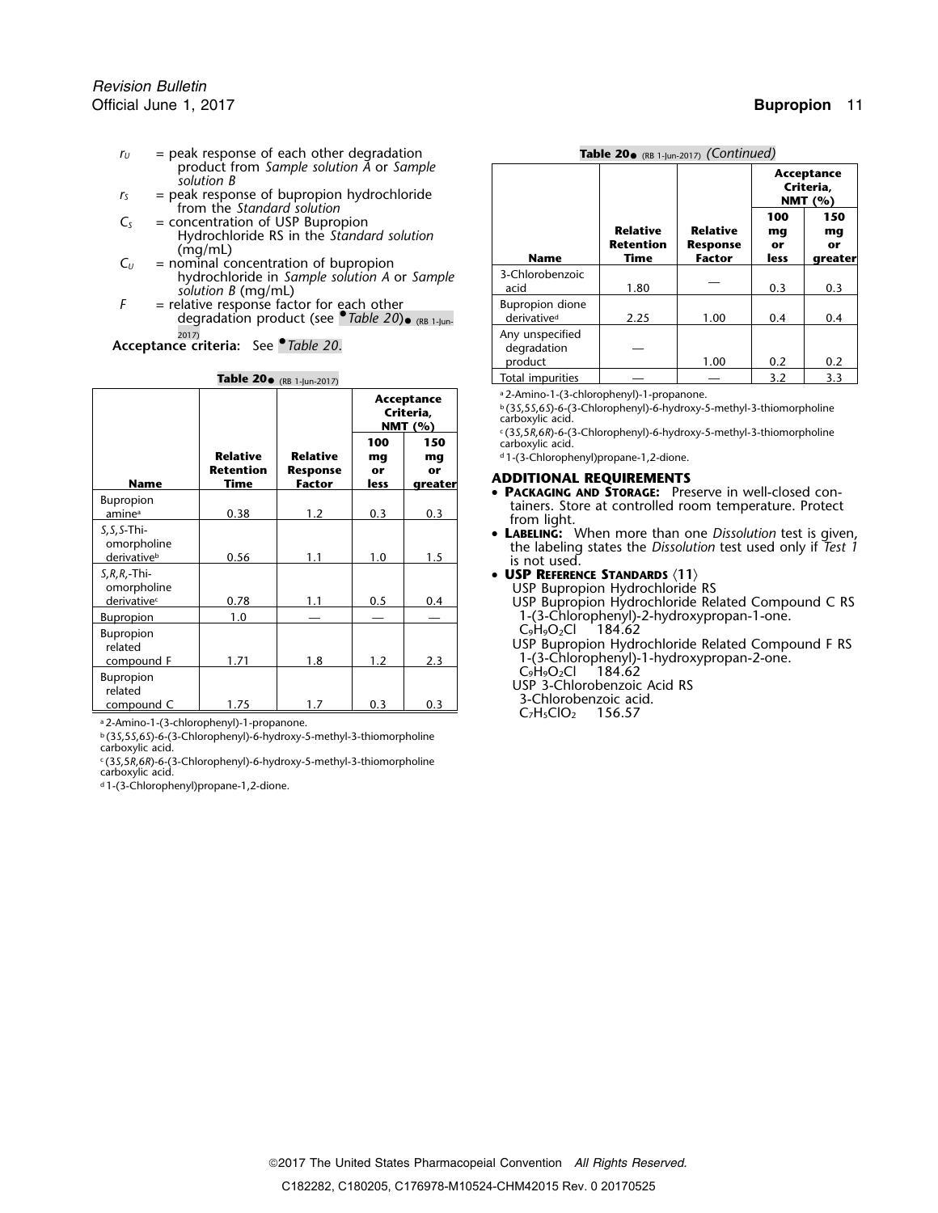$r_U$ = peak response of each other degradation product from *Sample solution A* or *Sample solution B*

$r_S$ = peak response of bupropion hydrochloride from the *Standard solution*

$C_S$ = concentration of USP Bupropion Hydrochloride RS in the *Standard solution* (mg/mL)

$C_U$ = nominal concentration of bupropion hydrochloride in *Sample solution A* or *Sample solution B* (mg/mL)

$F$ = relative response factor for each other degradation product (see •*Table 20*)• (RB 1-Jun-2017)

**Acceptance criteria:** See •*Table 20*.

**Table 20**• (RB 1-Jun-2017)

| Name | Relative Retention Time | Relative Response Factor | Acceptance Criteria, NMT (%) 100 mg or less | 150 mg or greater |
|---|---|---|---|---|
| Bupropion amine[a] | 0.38 | 1.2 | 0.3 | 0.3 |
| *S,S,S*-Thiomorpholine derivative[b] | 0.56 | 1.1 | 1.0 | 1.5 |
| *S,R,R*,-Thiomorpholine derivative[c] | 0.78 | 1.1 | 0.5 | 0.4 |
| Bupropion | 1.0 | — | — | — |
| Bupropion related compound F | 1.71 | 1.8 | 1.2 | 2.3 |
| Bupropion related compound C | 1.75 | 1.7 | 0.3 | 0.3 |
| 3-Chlorobenzoic acid | 1.80 | — | 0.3 | 0.3 |
| Bupropion dione derivative[d] | 2.25 | 1.00 | 0.4 | 0.4 |
| Any unspecified degradation product | — | 1.00 | 0.2 | 0.2 |
| Total impurities | — | — | 3.2 | 3.3 |

[a] 2-Amino-1-(3-chlorophenyl)-1-propanone.

[b] (3*S*,5*S*,6*S*)-6-(3-Chlorophenyl)-6-hydroxy-5-methyl-3-thiomorpholine carboxylic acid.

[c] (3*S*,5*R*,6*R*)-6-(3-Chlorophenyl)-6-hydroxy-5-methyl-3-thiomorpholine carboxylic acid.

[d] 1-(3-Chlorophenyl)propane-1,2-dione.

## ADDITIONAL REQUIREMENTS

- **Packaging and Storage:** Preserve in well-closed containers. Store at controlled room temperature. Protect from light.
- **Labeling:** When more than one *Dissolution* test is given, the labeling states the *Dissolution* test used only if *Test 1* is not used.
- **USP Reference Standards** ⟨11⟩

  USP Bupropion Hydrochloride RS

  USP Bupropion Hydrochloride Related Compound C RS
  1-(3-Chlorophenyl)-2-hydroxypropan-1-one.
  $C_9H_9O_2Cl$ 184.62

  USP Bupropion Hydrochloride Related Compound F RS
  1-(3-Chlorophenyl)-1-hydroxypropan-2-one.
  $C_9H_9O_2Cl$ 184.62

  USP 3-Chlorobenzoic Acid RS
  3-Chlorobenzoic acid.
  $C_7H_5ClO_2$ 156.57